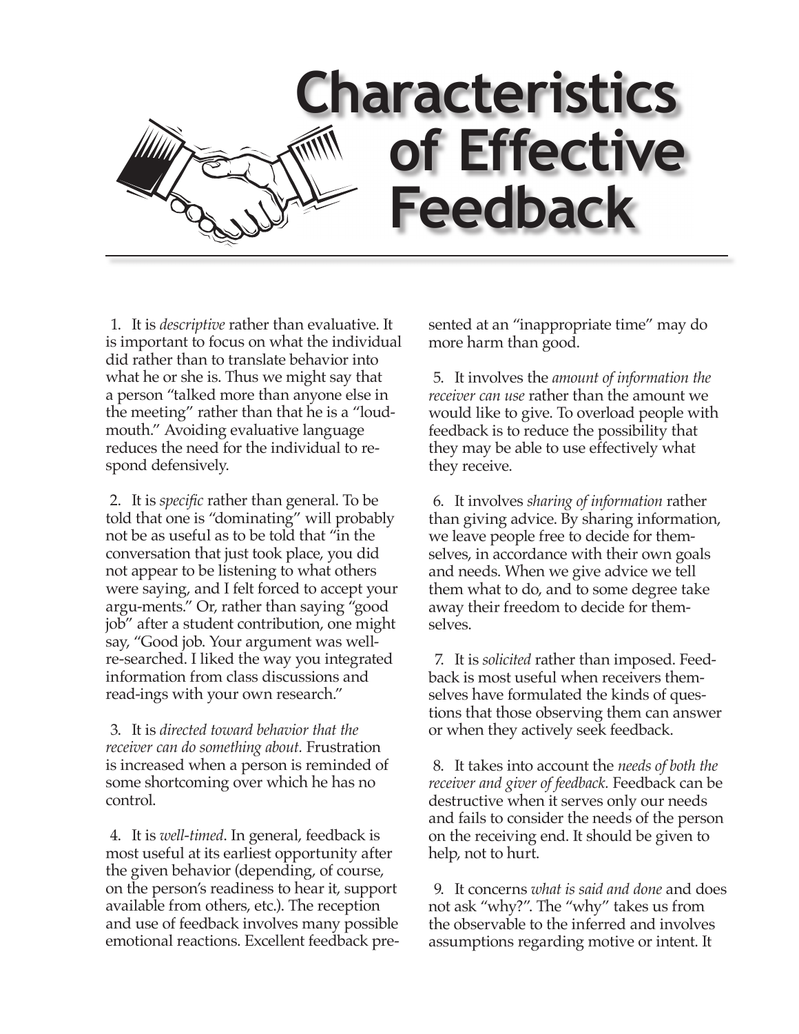# Characteristics of Effective Feedback

1. It is *descriptive* rather than evaluative. It is important to focus on what the individual did rather than to translate behavior into what he or she is. Thus we might say that a person "talked more than anyone else in the meeting" rather than that he is a "loudmouth." Avoiding evaluative language reduces the need for the individual to respond defensively.

2. It is *specific* rather than general. To be told that one is "dominating" will probably not be as useful as to be told that "in the conversation that just took place, you did not appear to be listening to what others were saying, and I felt forced to accept your argu-ments." Or, rather than saying "good job" after a student contribution, one might say, "Good job. Your argument was well-re-searched. I liked the way you integrated information from class discussions and read-ings with your own research."

3. It is *directed toward behavior that the receiver can do something about.* Frustration is increased when a person is reminded of some shortcoming over which he has no control.

4. It is *well-timed*. In general, feedback is most useful at its earliest opportunity after the given behavior (depending, of course, on the person's readiness to hear it, support available from others, etc.). The reception and use of feedback involves many possible emotional reactions. Excellent feedback presented at an "inappropriate time" may do more harm than good.

5. It involves the *amount of information the receiver can use* rather than the amount we would like to give. To overload people with feedback is to reduce the possibility that they may be able to use effectively what they receive.

6. It involves *sharing of information* rather than giving advice. By sharing information, we leave people free to decide for themselves, in accordance with their own goals and needs. When we give advice we tell them what to do, and to some degree take away their freedom to decide for themselves.

7. It is *solicited* rather than imposed. Feedback is most useful when receivers themselves have formulated the kinds of questions that those observing them can answer or when they actively seek feedback.

8. It takes into account the *needs of both the receiver and giver of feedback.* Feedback can be destructive when it serves only our needs and fails to consider the needs of the person on the receiving end. It should be given to help, not to hurt.

9. It concerns *what is said and done* and does not ask "why?". The "why" takes us from the observable to the inferred and involves assumptions regarding motive or intent. It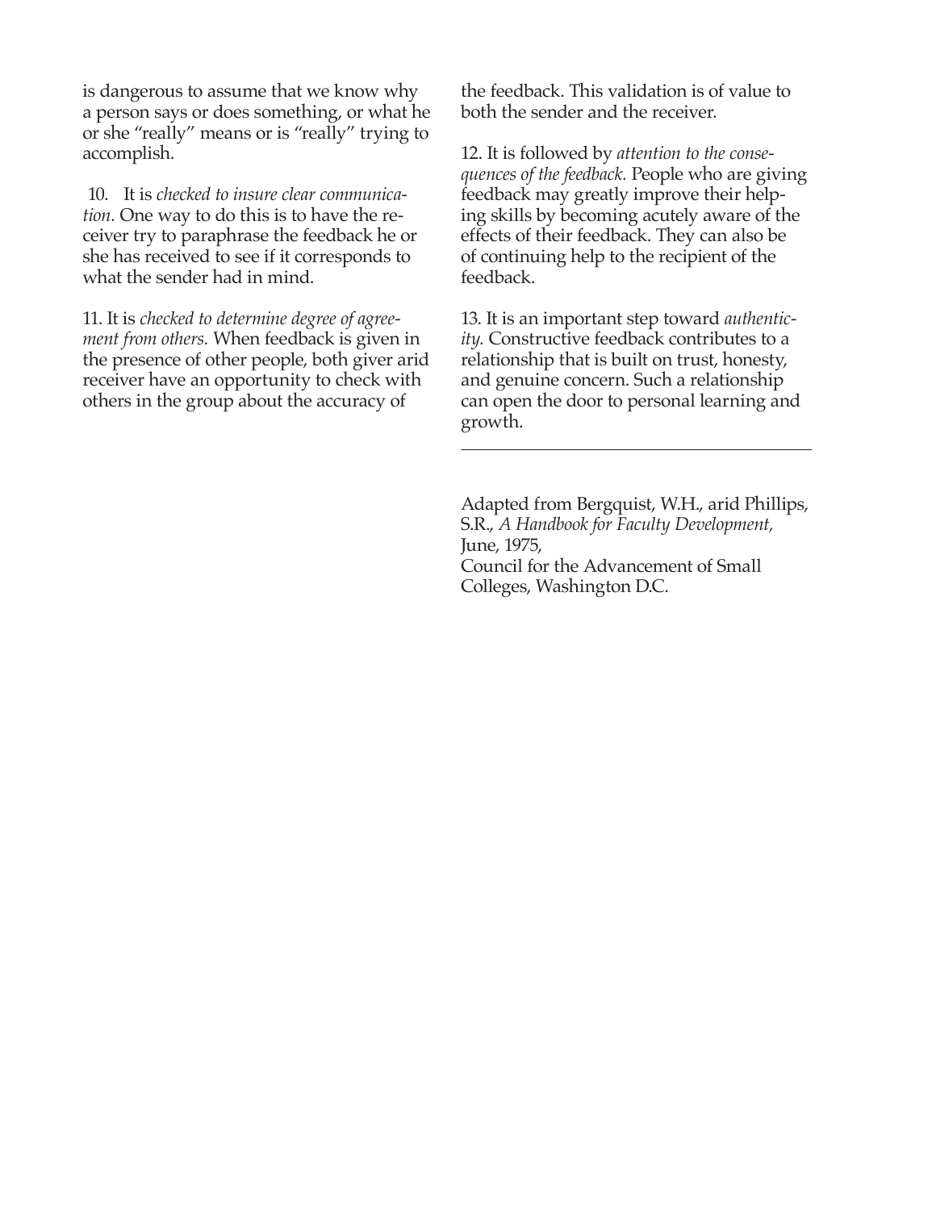is dangerous to assume that we know why a person says or does something, or what he or she "really" means or is "really" trying to accomplish.

10. It is *checked to insure clear communication.* One way to do this is to have the receiver try to paraphrase the feedback he or she has received to see if it corresponds to what the sender had in mind.

11. It is *checked to determine degree of agreement from others.* When feedback is given in the presence of other people, both giver arid receiver have an opportunity to check with others in the group about the accuracy of the feedback. This validation is of value to both the sender and the receiver.

12. It is followed by *attention to the consequences of the feedback.* People who are giving feedback may greatly improve their helping skills by becoming acutely aware of the effects of their feedback. They can also be of continuing help to the recipient of the feedback.

13. It is an important step toward *authenticity.* Constructive feedback contributes to a relationship that is built on trust, honesty, and genuine concern. Such a relationship can open the door to personal learning and growth.

---

Adapted from Bergquist, W.H., arid Phillips, S.R., *A Handbook for Faculty Development,* June, 1975,
Council for the Advancement of Small Colleges, Washington D.C.